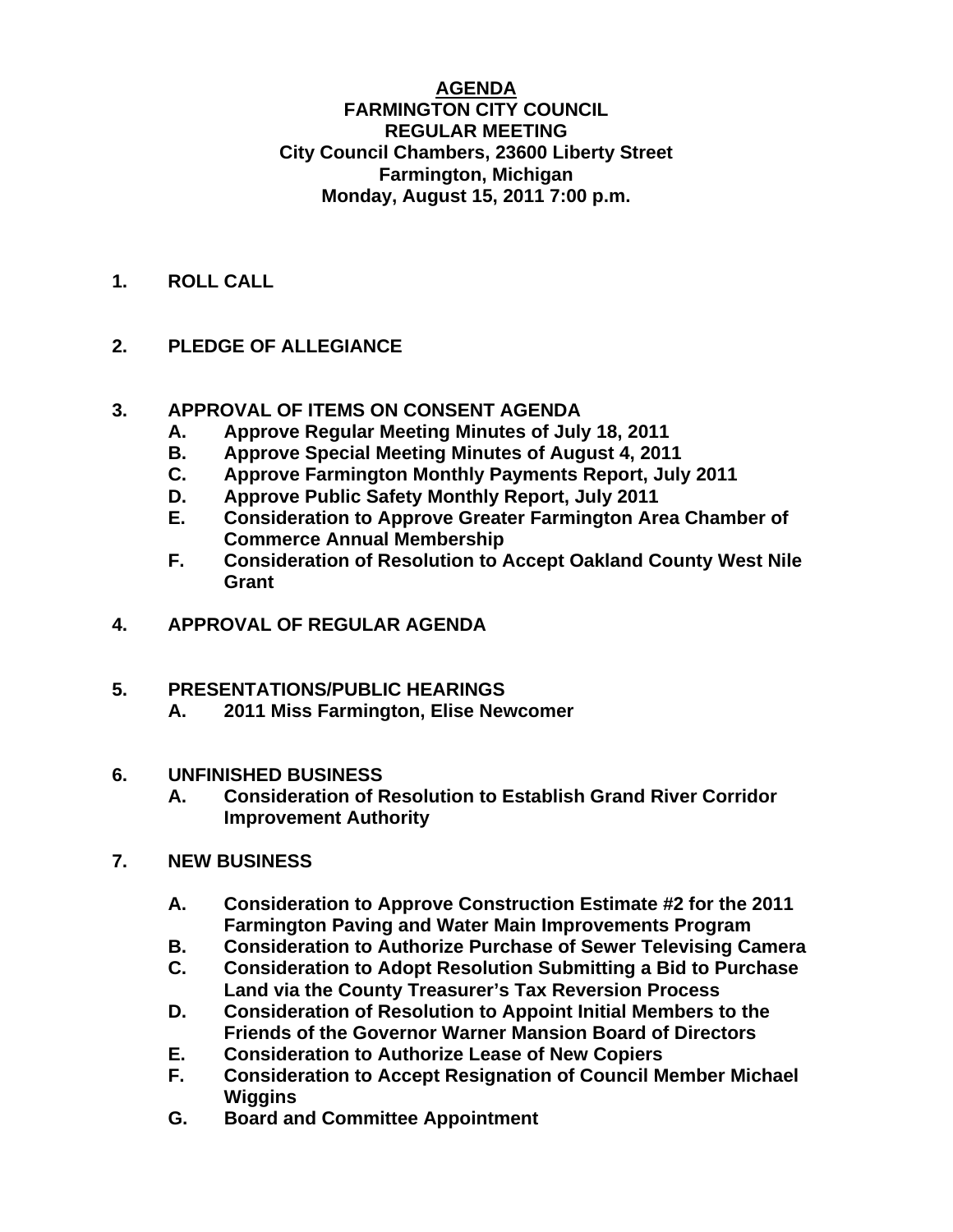# AGENDA

**FARMINGTON CITY COUNCIL**
**REGULAR MEETING**
**City Council Chambers, 23600 Liberty Street**
**Farmington, Michigan**
**Monday, August 15, 2011 7:00 p.m.**

1. **ROLL CALL**

2. **PLEDGE OF ALLEGIANCE**

3. **APPROVAL OF ITEMS ON CONSENT AGENDA**
   - A. Approve Regular Meeting Minutes of July 18, 2011
   - B. Approve Special Meeting Minutes of August 4, 2011
   - C. Approve Farmington Monthly Payments Report, July 2011
   - D. Approve Public Safety Monthly Report, July 2011
   - E. Consideration to Approve Greater Farmington Area Chamber of Commerce Annual Membership
   - F. Consideration of Resolution to Accept Oakland County West Nile Grant

4. **APPROVAL OF REGULAR AGENDA**

5. **PRESENTATIONS/PUBLIC HEARINGS**
   - A. 2011 Miss Farmington, Elise Newcomer

6. **UNFINISHED BUSINESS**
   - A. Consideration of Resolution to Establish Grand River Corridor Improvement Authority

7. **NEW BUSINESS**
   - A. Consideration to Approve Construction Estimate #2 for the 2011 Farmington Paving and Water Main Improvements Program
   - B. Consideration to Authorize Purchase of Sewer Televising Camera
   - C. Consideration to Adopt Resolution Submitting a Bid to Purchase Land via the County Treasurer's Tax Reversion Process
   - D. Consideration of Resolution to Appoint Initial Members to the Friends of the Governor Warner Mansion Board of Directors
   - E. Consideration to Authorize Lease of New Copiers
   - F. Consideration to Accept Resignation of Council Member Michael Wiggins
   - G. Board and Committee Appointment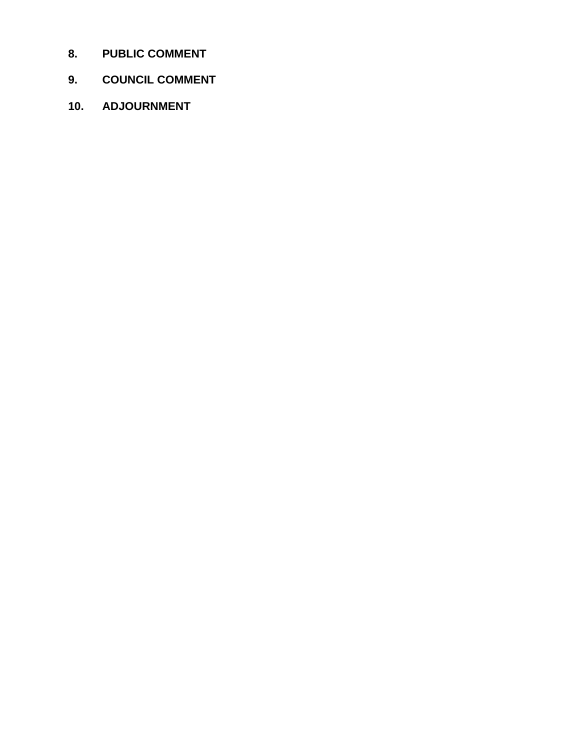**8. PUBLIC COMMENT**

**9. COUNCIL COMMENT**

**10. ADJOURNMENT**